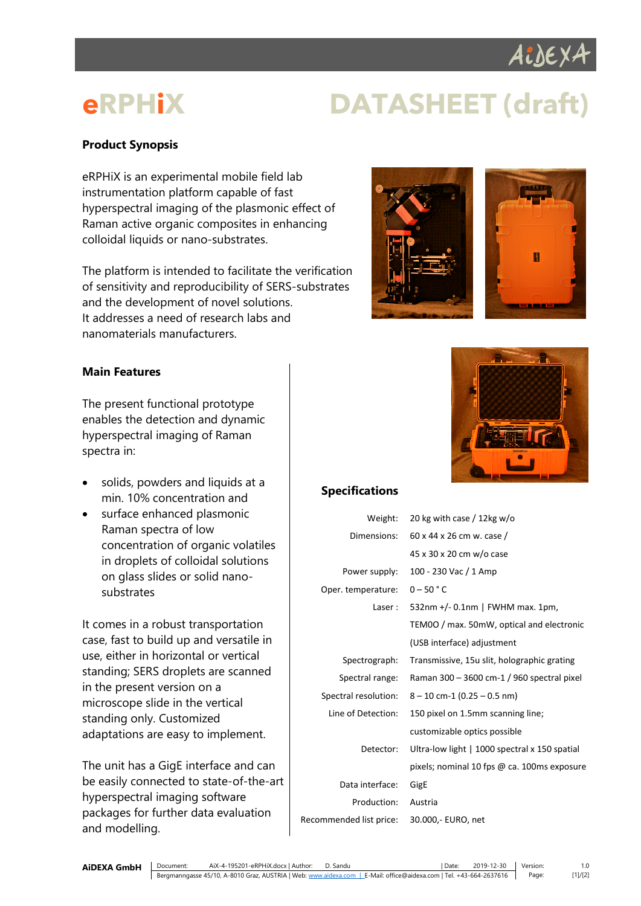# eRPHiX DATASHEET (draft)

## Product Synopsis

eRPHiX is an experimental mobile field lab instrumentation platform capable of fast hyperspectral imaging of the plasmonic effect of Raman active organic composites in enhancing colloidal liquids or nano-substrates.

The platform is intended to facilitate the verification of sensitivity and reproducibility of SERS-substrates and the development of novel solutions.
It addresses a need of research labs and nanomaterials manufacturers.

## Main Features

The present functional prototype enables the detection and dynamic hyperspectral imaging of Raman spectra in:

- solids, powders and liquids at a min. 10% concentration and
- surface enhanced plasmonic Raman spectra of low concentration of organic volatiles in droplets of colloidal solutions on glass slides or solid nano-substrates

It comes in a robust transportation case, fast to build up and versatile in use, either in horizontal or vertical standing; SERS droplets are scanned in the present version on a microscope slide in the vertical standing only. Customized adaptations are easy to implement.

The unit has a GigE interface and can be easily connected to state-of-the-art hyperspectral imaging software packages for further data evaluation and modelling.

## Specifications

| | |
|---|---|
| Weight: | 20 kg with case / 12kg w/o |
| Dimensions: | 60 x 44 x 26 cm w. case / 45 x 30 x 20 cm w/o case |
| Power supply: | 100 - 230 Vac / 1 Amp |
| Oper. temperature: | 0 – 50 ° C |
| Laser : | 532nm +/- 0.1nm \| FWHM max. 1pm, TEM00 / max. 50mW, optical and electronic (USB interface) adjustment |
| Spectrograph: | Transmissive, 15u slit, holographic grating |
| Spectral range: | Raman 300 – 3600 cm-1 / 960 spectral pixel |
| Spectral resolution: | 8 – 10 cm-1 (0.25 – 0.5 nm) |
| Line of Detection: | 150 pixel on 1.5mm scanning line; customizable optics possible |
| Detector: | Ultra-low light \| 1000 spectral x 150 spatial pixels; nominal 10 fps @ ca. 100ms exposure |
| Data interface: | GigE |
| Production: | Austria |
| Recommended list price: | 30.000,- EURO, net |

**AiDEXA GmbH** | Document: AiX-4-195201-eRPHiX.docx | Author: D. Sandu | Date: 2019-12-30 | Version: 1.0
Bergmanngasse 45/10, A-8010 Graz, AUSTRIA | Web: www.aidexa.com | E-Mail: office@aidexa.com | Tel. +43-664-2637616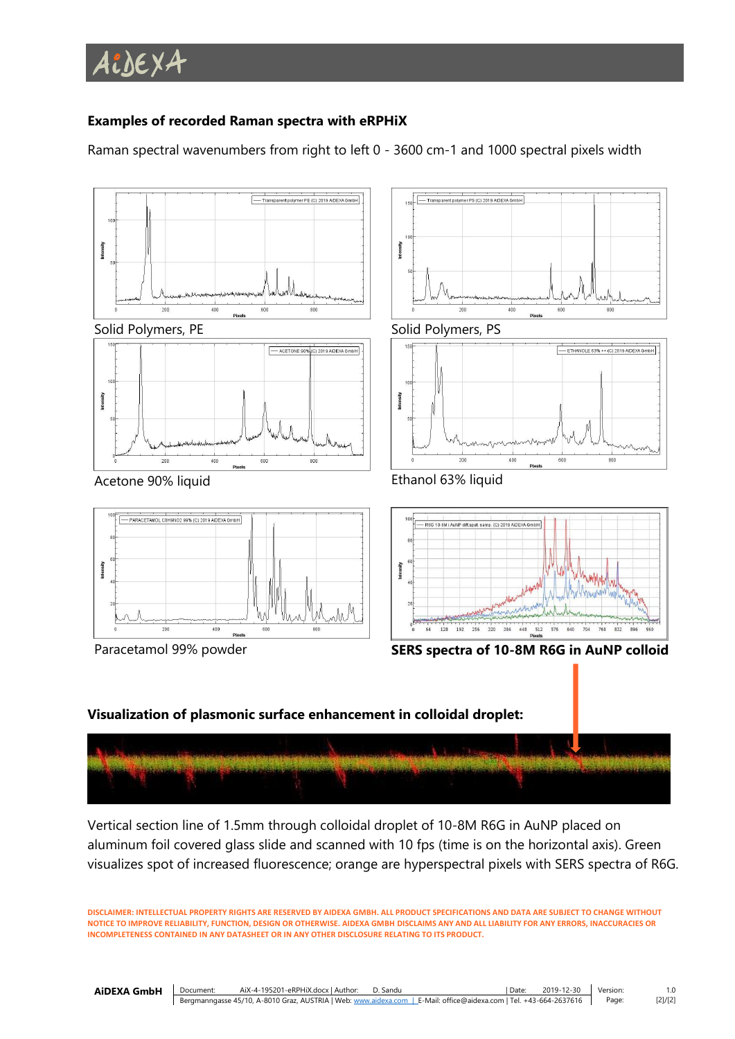### Examples of recorded Raman spectra with eRPHiX

Raman spectral wavenumbers from right to left 0 - 3600 cm-1 and 1000 spectral pixels width

Transparent polymer PE (C) 2019 AIDEXA GmbH
Intensity
Pixels
0 200 400 600 800
50 100

Solid Polymers, PE

Transparent polymer PS (C) 2019 AIDEXA GmbH
Intensity
Pixels
0 200 400 600 800
50 100 150

Solid Polymers, PS

ACETONE 90% (C) 2019 AIDEXA GmbH
Intensity
Pixels
0 200 400 600 800
0 50 100 150

Acetone 90% liquid

ETHANOLE 63% ++ (C) 2019 AIDEXA GmbH
Intensity
Pixels
0 200 400 600 800
50 100 150

Ethanol 63% liquid

PARACETAMOL C8H9NO2 99% (C) 2019 AIDEXA GmbH
Intensity
Pixels
0 200 400 600 800
20 40 60 80 100

Paracetamol 99% powder

R6G 10-8M i AuNP diff.spat. samp. (C) 2019 AIDEXA GmbH
Intensity
Pixels
0 64 128 192 256 320 384 448 512 576 640 704 768 832 896 960
0 20 40 60 80 100

**SERS spectra of 10-8M R6G in AuNP colloid**

### Visualization of plasmonic surface enhancement in colloidal droplet:

Vertical section line of 1.5mm through colloidal droplet of 10-8M R6G in AuNP placed on aluminum foil covered glass slide and scanned with 10 fps (time is on the horizontal axis). Green visualizes spot of increased fluorescence; orange are hyperspectral pixels with SERS spectra of R6G.

DISCLAIMER: INTELLECTUAL PROPERTY RIGHTS ARE RESERVED BY AIDEXA GMBH. ALL PRODUCT SPECIFICATIONS AND DATA ARE SUBJECT TO CHANGE WITHOUT NOTICE TO IMPROVE RELIABILITY, FUNCTION, DESIGN OR OTHERWISE. AIDEXA GMBH DISCLAIMS ANY AND ALL LIABILITY FOR ANY ERRORS, INACCURACIES OR INCOMPLETENESS CONTAINED IN ANY DATASHEET OR IN ANY OTHER DISCLOSURE RELATING TO ITS PRODUCT.